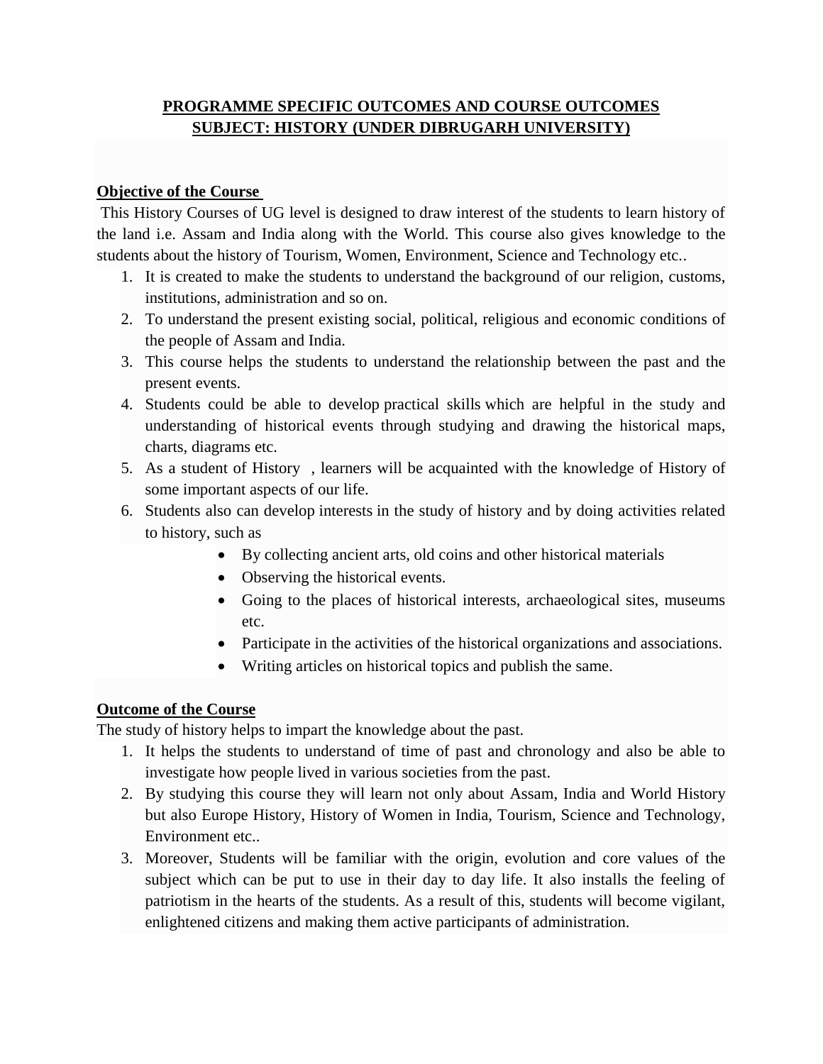# PROGRAMME SPECIFIC OUTCOMES AND COURSE OUTCOMES
# SUBJECT: HISTORY (UNDER DIBRUGARH UNIVERSITY)

## Objective of the Course

This History Courses of UG level is designed to draw interest of the students to learn history of the land i.e. Assam and India along with the World. This course also gives knowledge to the students about the history of Tourism, Women, Environment, Science and Technology etc..

1. It is created to make the students to understand the background of our religion, customs, institutions, administration and so on.
2. To understand the present existing social, political, religious and economic conditions of the people of Assam and India.
3. This course helps the students to understand the relationship between the past and the present events.
4. Students could be able to develop practical skills which are helpful in the study and understanding of historical events through studying and drawing the historical maps, charts, diagrams etc.
5. As a student of History , learners will be acquainted with the knowledge of History of some important aspects of our life.
6. Students also can develop interests in the study of history and by doing activities related to history, such as
    - By collecting ancient arts, old coins and other historical materials
    - Observing the historical events.
    - Going to the places of historical interests, archaeological sites, museums etc.
    - Participate in the activities of the historical organizations and associations.
    - Writing articles on historical topics and publish the same.

## Outcome of the Course

The study of history helps to impart the knowledge about the past.

1. It helps the students to understand of time of past and chronology and also be able to investigate how people lived in various societies from the past.
2. By studying this course they will learn not only about Assam, India and World History but also Europe History, History of Women in India, Tourism, Science and Technology, Environment etc..
3. Moreover, Students will be familiar with the origin, evolution and core values of the subject which can be put to use in their day to day life. It also installs the feeling of patriotism in the hearts of the students. As a result of this, students will become vigilant, enlightened citizens and making them active participants of administration.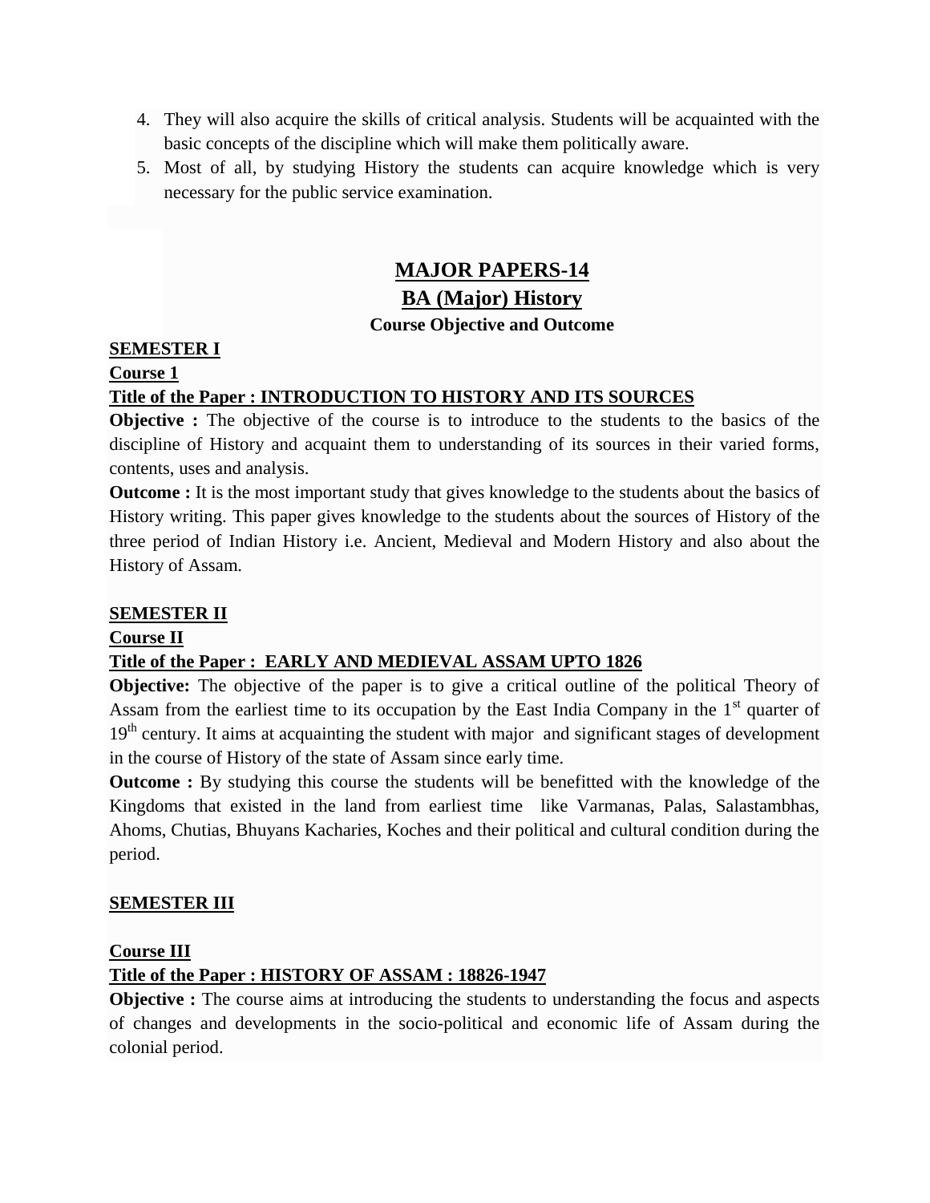4. They will also acquire the skills of critical analysis. Students will be acquainted with the basic concepts of the discipline which will make them politically aware.
5. Most of all, by studying History the students can acquire knowledge which is very necessary for the public service examination.

# MAJOR PAPERS-14

## BA (Major) History

### Course Objective and Outcome

**SEMESTER I**

**Course 1**

**Title of the Paper : INTRODUCTION TO HISTORY AND ITS SOURCES**

**Objective :** The objective of the course is to introduce to the students to the basics of the discipline of History and acquaint them to understanding of its sources in their varied forms, contents, uses and analysis.

**Outcome :** It is the most important study that gives knowledge to the students about the basics of History writing. This paper gives knowledge to the students about the sources of History of the three period of Indian History i.e. Ancient, Medieval and Modern History and also about the History of Assam.

**SEMESTER II**

**Course II**

**Title of the Paper : EARLY AND MEDIEVAL ASSAM UPTO 1826**

**Objective:** The objective of the paper is to give a critical outline of the political Theory of Assam from the earliest time to its occupation by the East India Company in the 1st quarter of 19th century. It aims at acquainting the student with major and significant stages of development in the course of History of the state of Assam since early time.

**Outcome :** By studying this course the students will be benefitted with the knowledge of the Kingdoms that existed in the land from earliest time like Varmanas, Palas, Salastambhas, Ahoms, Chutias, Bhuyans Kacharies, Koches and their political and cultural condition during the period.

**SEMESTER III**

**Course III**

**Title of the Paper : HISTORY OF ASSAM : 18826-1947**

**Objective :** The course aims at introducing the students to understanding the focus and aspects of changes and developments in the socio-political and economic life of Assam during the colonial period.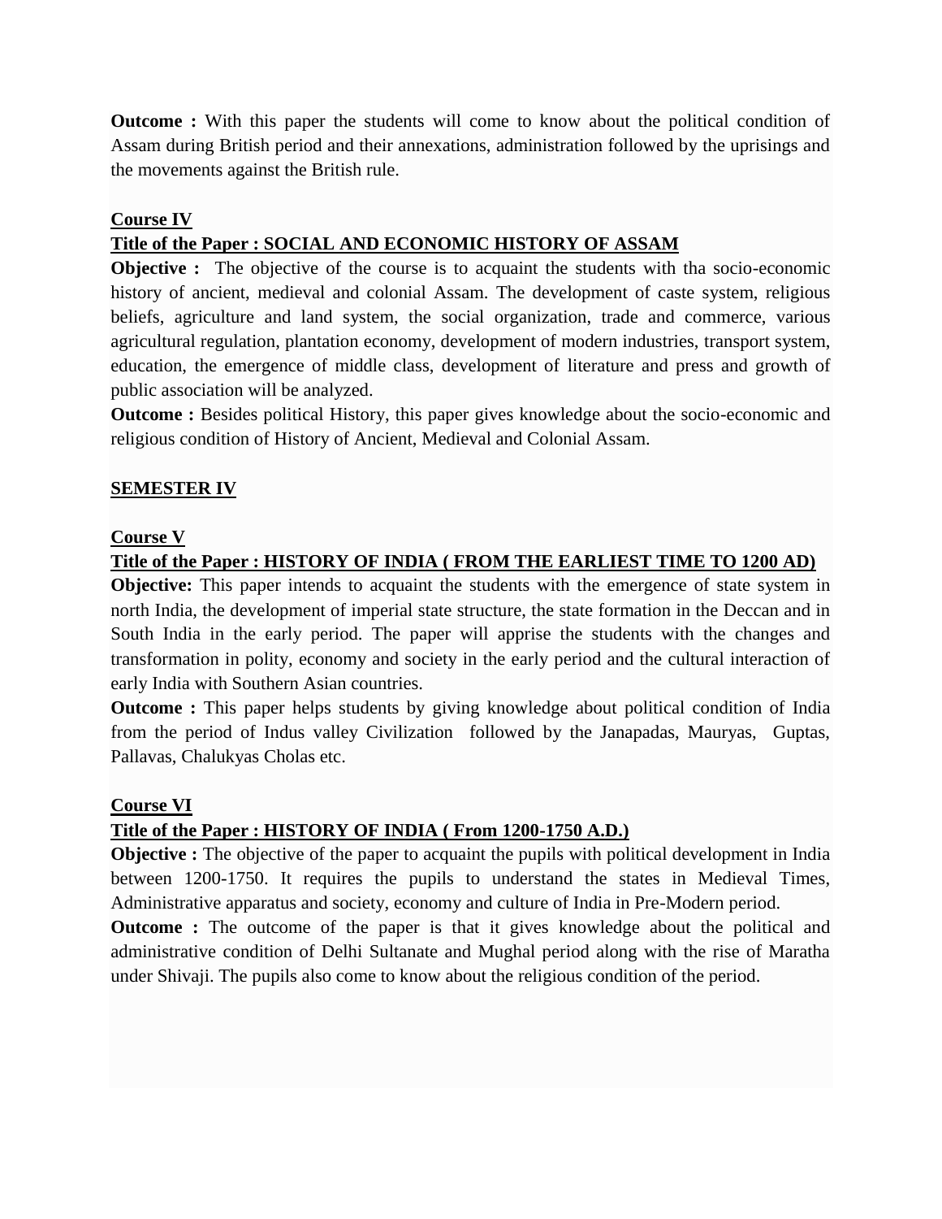**Outcome :** With this paper the students will come to know about the political condition of Assam during British period and their annexations, administration followed by the uprisings and the movements against the British rule.

**Course IV**

**Title of the Paper : SOCIAL AND ECONOMIC HISTORY OF ASSAM**

**Objective :** The objective of the course is to acquaint the students with tha socio-economic history of ancient, medieval and colonial Assam. The development of caste system, religious beliefs, agriculture and land system, the social organization, trade and commerce, various agricultural regulation, plantation economy, development of modern industries, transport system, education, the emergence of middle class, development of literature and press and growth of public association will be analyzed.

**Outcome :** Besides political History, this paper gives knowledge about the socio-economic and religious condition of History of Ancient, Medieval and Colonial Assam.

## SEMESTER IV

**Course V**

**Title of the Paper : HISTORY OF INDIA ( FROM THE EARLIEST TIME TO 1200 AD)**

**Objective:** This paper intends to acquaint the students with the emergence of state system in north India, the development of imperial state structure, the state formation in the Deccan and in South India in the early period. The paper will apprise the students with the changes and transformation in polity, economy and society in the early period and the cultural interaction of early India with Southern Asian countries.

**Outcome :** This paper helps students by giving knowledge about political condition of India from the period of Indus valley Civilization followed by the Janapadas, Mauryas, Guptas, Pallavas, Chalukyas Cholas etc.

**Course VI**

**Title of the Paper : HISTORY OF INDIA ( From 1200-1750 A.D.)**

**Objective :** The objective of the paper to acquaint the pupils with political development in India between 1200-1750. It requires the pupils to understand the states in Medieval Times, Administrative apparatus and society, economy and culture of India in Pre-Modern period.

**Outcome :** The outcome of the paper is that it gives knowledge about the political and administrative condition of Delhi Sultanate and Mughal period along with the rise of Maratha under Shivaji. The pupils also come to know about the religious condition of the period.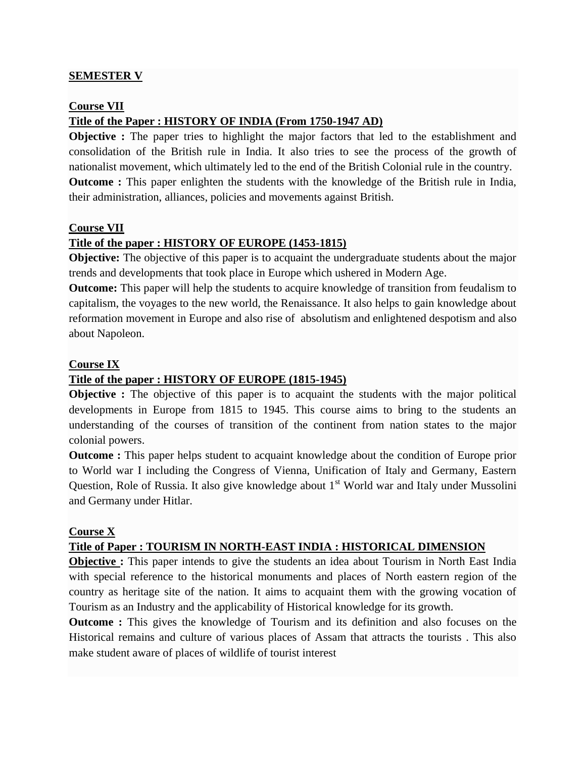## SEMESTER V

### Course VII

### Title of the Paper : HISTORY OF INDIA (From 1750-1947 AD)

**Objective :** The paper tries to highlight the major factors that led to the establishment and consolidation of the British rule in India. It also tries to see the process of the growth of nationalist movement, which ultimately led to the end of the British Colonial rule in the country.

**Outcome :** This paper enlighten the students with the knowledge of the British rule in India, their administration, alliances, policies and movements against British.

### Course VII

### Title of the paper : HISTORY OF EUROPE (1453-1815)

**Objective:** The objective of this paper is to acquaint the undergraduate students about the major trends and developments that took place in Europe which ushered in Modern Age.

**Outcome:** This paper will help the students to acquire knowledge of transition from feudalism to capitalism, the voyages to the new world, the Renaissance. It also helps to gain knowledge about reformation movement in Europe and also rise of absolutism and enlightened despotism and also about Napoleon.

### Course IX

### Title of the paper : HISTORY OF EUROPE (1815-1945)

**Objective :** The objective of this paper is to acquaint the students with the major political developments in Europe from 1815 to 1945. This course aims to bring to the students an understanding of the courses of transition of the continent from nation states to the major colonial powers.

**Outcome :** This paper helps student to acquaint knowledge about the condition of Europe prior to World war I including the Congress of Vienna, Unification of Italy and Germany, Eastern Question, Role of Russia. It also give knowledge about 1st World war and Italy under Mussolini and Germany under Hitlar.

### Course X

### Title of Paper : TOURISM IN NORTH-EAST INDIA : HISTORICAL DIMENSION

**Objective :** This paper intends to give the students an idea about Tourism in North East India with special reference to the historical monuments and places of North eastern region of the country as heritage site of the nation. It aims to acquaint them with the growing vocation of Tourism as an Industry and the applicability of Historical knowledge for its growth.

**Outcome :** This gives the knowledge of Tourism and its definition and also focuses on the Historical remains and culture of various places of Assam that attracts the tourists . This also make student aware of places of wildlife of tourist interest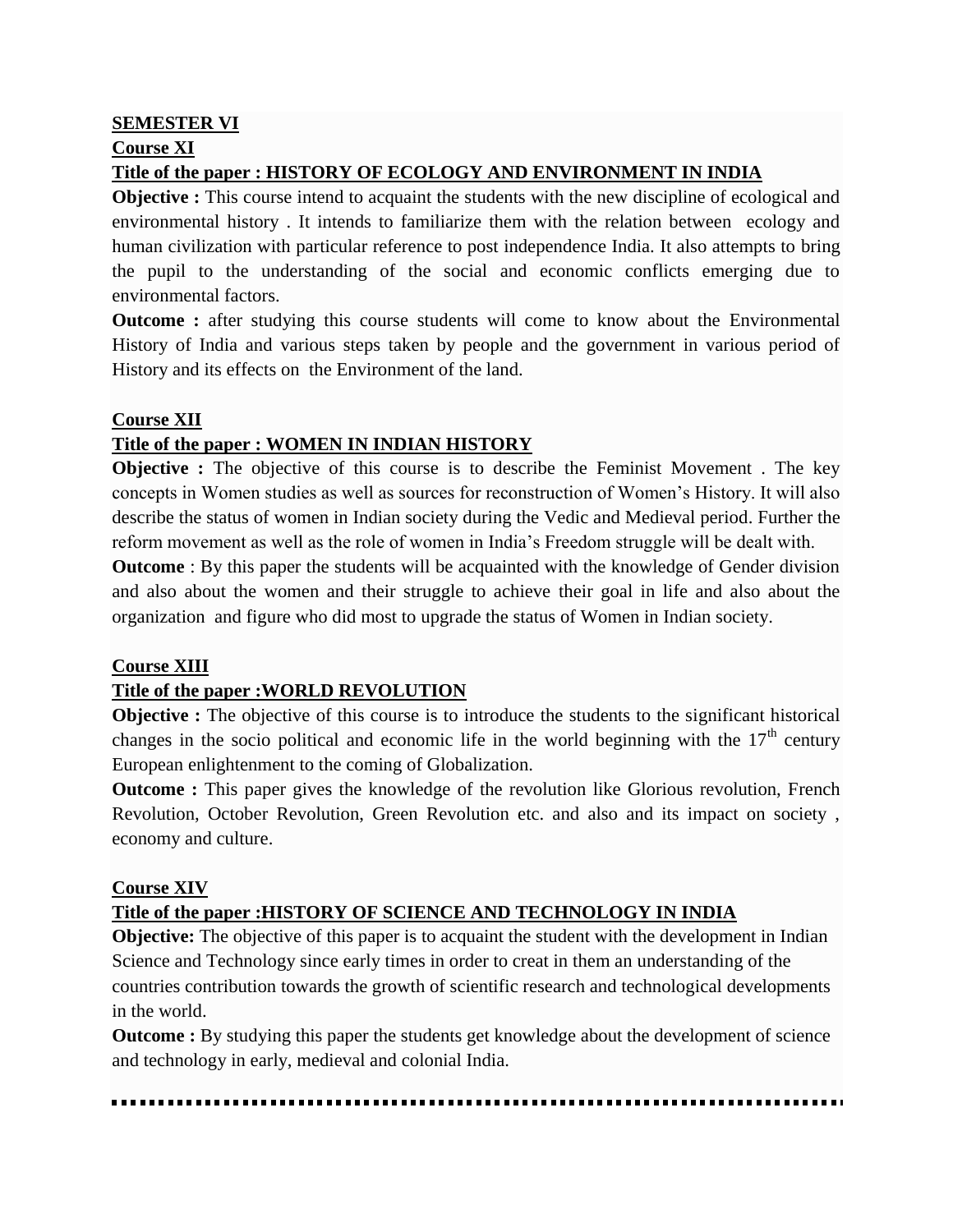**SEMESTER VI**

**Course XI**

**Title of the paper : HISTORY OF ECOLOGY AND ENVIRONMENT IN INDIA**

**Objective :** This course intend to acquaint the students with the new discipline of ecological and environmental history . It intends to familiarize them with the relation between ecology and human civilization with particular reference to post independence India. It also attempts to bring the pupil to the understanding of the social and economic conflicts emerging due to environmental factors.

**Outcome :** after studying this course students will come to know about the Environmental History of India and various steps taken by people and the government in various period of History and its effects on the Environment of the land.

**Course XII**

**Title of the paper : WOMEN IN INDIAN HISTORY**

**Objective :** The objective of this course is to describe the Feminist Movement . The key concepts in Women studies as well as sources for reconstruction of Women's History. It will also describe the status of women in Indian society during the Vedic and Medieval period. Further the reform movement as well as the role of women in India's Freedom struggle will be dealt with.

**Outcome** : By this paper the students will be acquainted with the knowledge of Gender division and also about the women and their struggle to achieve their goal in life and also about the organization and figure who did most to upgrade the status of Women in Indian society.

**Course XIII**

**Title of the paper :WORLD REVOLUTION**

**Objective :** The objective of this course is to introduce the students to the significant historical changes in the socio political and economic life in the world beginning with the 17th century European enlightenment to the coming of Globalization.

**Outcome :** This paper gives the knowledge of the revolution like Glorious revolution, French Revolution, October Revolution, Green Revolution etc. and also and its impact on society , economy and culture.

**Course XIV**

**Title of the paper :HISTORY OF SCIENCE AND TECHNOLOGY IN INDIA**

**Objective:** The objective of this paper is to acquaint the student with the development in Indian Science and Technology since early times in order to creat in them an understanding of the countries contribution towards the growth of scientific research and technological developments in the world.

**Outcome :** By studying this paper the students get knowledge about the development of science and technology in early, medieval and colonial India.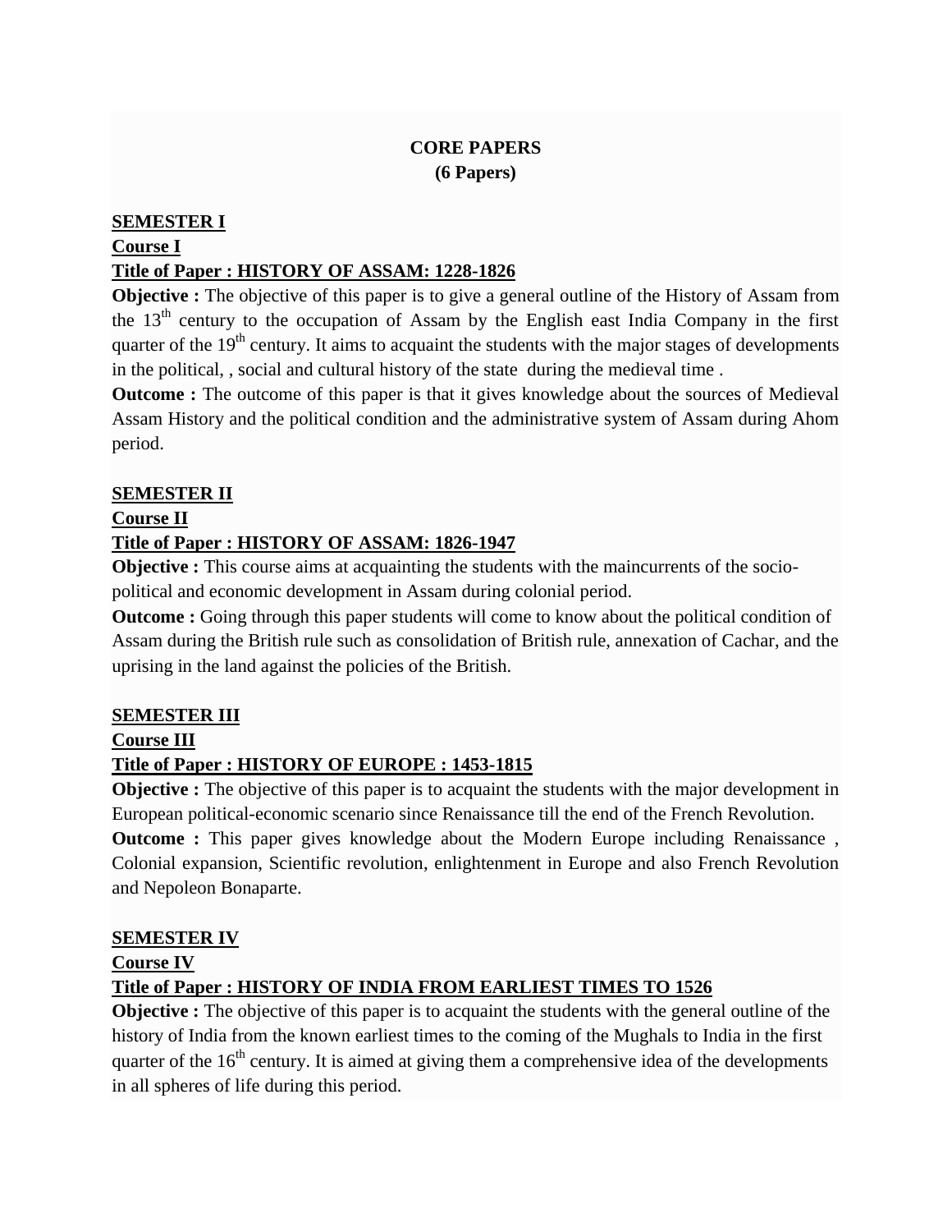# CORE PAPERS
## (6 Papers)

**SEMESTER I**

**Course I**

**Title of Paper : HISTORY OF ASSAM: 1228-1826**

**Objective :** The objective of this paper is to give a general outline of the History of Assam from the 13th century to the occupation of Assam by the English east India Company in the first quarter of the 19th century. It aims to acquaint the students with the major stages of developments in the political, , social and cultural history of the state during the medieval time .

**Outcome :** The outcome of this paper is that it gives knowledge about the sources of Medieval Assam History and the political condition and the administrative system of Assam during Ahom period.

**SEMESTER II**

**Course II**

**Title of Paper : HISTORY OF ASSAM: 1826-1947**

**Objective :** This course aims at acquainting the students with the maincurrents of the socio-political and economic development in Assam during colonial period.

**Outcome :** Going through this paper students will come to know about the political condition of Assam during the British rule such as consolidation of British rule, annexation of Cachar, and the uprising in the land against the policies of the British.

**SEMESTER III**

**Course III**

**Title of Paper : HISTORY OF EUROPE : 1453-1815**

**Objective :** The objective of this paper is to acquaint the students with the major development in European political-economic scenario since Renaissance till the end of the French Revolution.

**Outcome :** This paper gives knowledge about the Modern Europe including Renaissance , Colonial expansion, Scientific revolution, enlightenment in Europe and also French Revolution and Nepoleon Bonaparte.

**SEMESTER IV**

**Course IV**

**Title of Paper : HISTORY OF INDIA FROM EARLIEST TIMES TO 1526**

**Objective :** The objective of this paper is to acquaint the students with the general outline of the history of India from the known earliest times to the coming of the Mughals to India in the first quarter of the 16th century. It is aimed at giving them a comprehensive idea of the developments in all spheres of life during this period.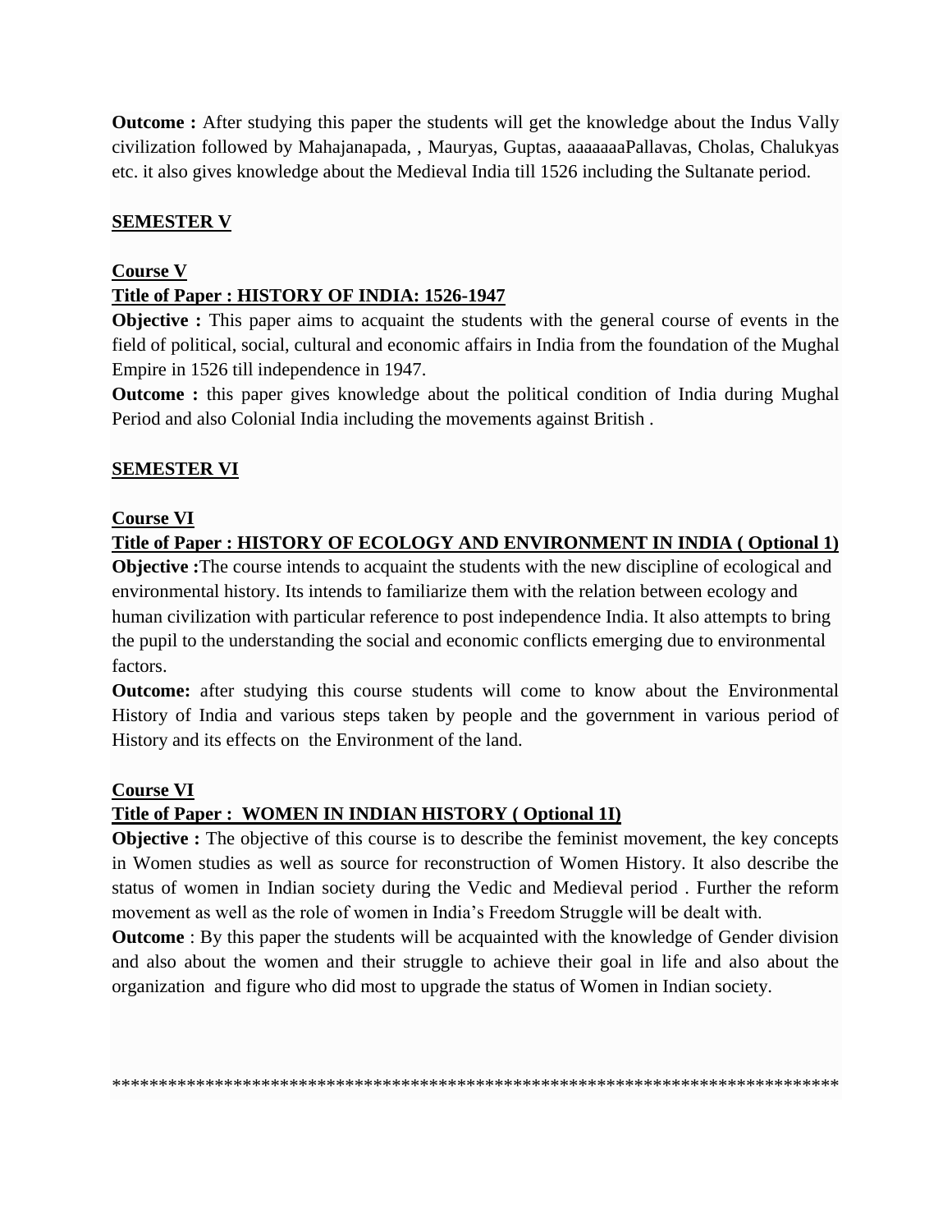**Outcome :** After studying this paper the students will get the knowledge about the Indus Vally civilization followed by Mahajanapada, , Mauryas, Guptas, aaaaaaaPallavas, Cholas, Chalukyas etc. it also gives knowledge about the Medieval India till 1526 including the Sultanate period.

## SEMESTER V

### Course V

### Title of Paper : HISTORY OF INDIA: 1526-1947

**Objective :** This paper aims to acquaint the students with the general course of events in the field of political, social, cultural and economic affairs in India from the foundation of the Mughal Empire in 1526 till independence in 1947.

**Outcome :** this paper gives knowledge about the political condition of India during Mughal Period and also Colonial India including the movements against British .

## SEMESTER VI

### Course VI

### Title of Paper : HISTORY OF ECOLOGY AND ENVIRONMENT IN INDIA ( Optional 1)

**Objective :**The course intends to acquaint the students with the new discipline of ecological and environmental history. Its intends to familiarize them with the relation between ecology and human civilization with particular reference to post independence India. It also attempts to bring the pupil to the understanding the social and economic conflicts emerging due to environmental factors.

**Outcome:** after studying this course students will come to know about the Environmental History of India and various steps taken by people and the government in various period of History and its effects on the Environment of the land.

### Course VI

### Title of Paper : WOMEN IN INDIAN HISTORY ( Optional 1I)

**Objective :** The objective of this course is to describe the feminist movement, the key concepts in Women studies as well as source for reconstruction of Women History. It also describe the status of women in Indian society during the Vedic and Medieval period . Further the reform movement as well as the role of women in India's Freedom Struggle will be dealt with.

**Outcome** : By this paper the students will be acquainted with the knowledge of Gender division and also about the women and their struggle to achieve their goal in life and also about the organization and figure who did most to upgrade the status of Women in Indian society.

********************************************************************************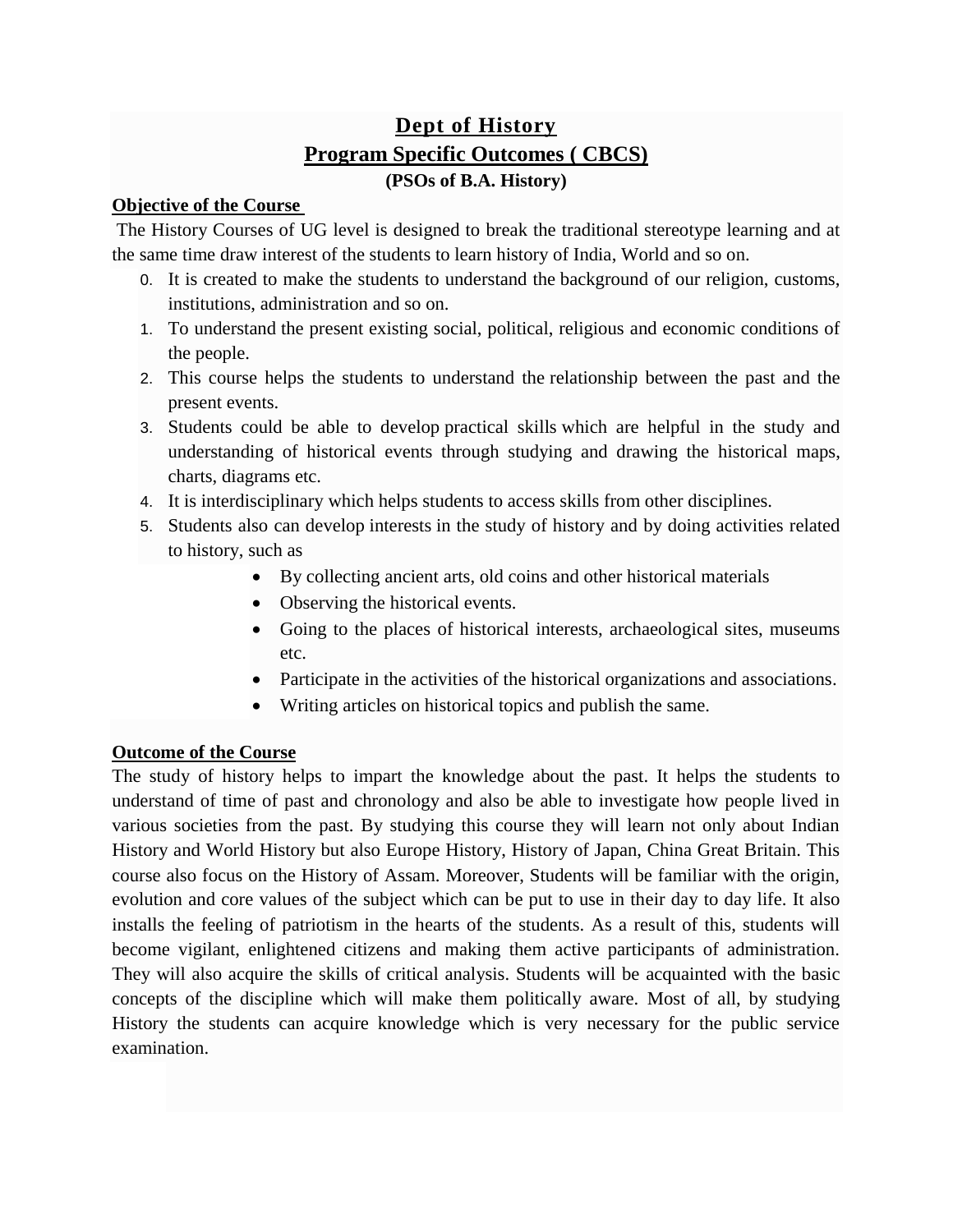# Dept of History

## Program Specific Outcomes ( CBCS)

**(PSOs of B.A. History)**

**Objective of the Course**

The History Courses of UG level is designed to break the traditional stereotype learning and at the same time draw interest of the students to learn history of India, World and so on.

0. It is created to make the students to understand the background of our religion, customs, institutions, administration and so on.
1. To understand the present existing social, political, religious and economic conditions of the people.
2. This course helps the students to understand the relationship between the past and the present events.
3. Students could be able to develop practical skills which are helpful in the study and understanding of historical events through studying and drawing the historical maps, charts, diagrams etc.
4. It is interdisciplinary which helps students to access skills from other disciplines.
5. Students also can develop interests in the study of history and by doing activities related to history, such as
    - By collecting ancient arts, old coins and other historical materials
    - Observing the historical events.
    - Going to the places of historical interests, archaeological sites, museums etc.
    - Participate in the activities of the historical organizations and associations.
    - Writing articles on historical topics and publish the same.

**Outcome of the Course**

The study of history helps to impart the knowledge about the past. It helps the students to understand of time of past and chronology and also be able to investigate how people lived in various societies from the past. By studying this course they will learn not only about Indian History and World History but also Europe History, History of Japan, China Great Britain. This course also focus on the History of Assam. Moreover, Students will be familiar with the origin, evolution and core values of the subject which can be put to use in their day to day life. It also installs the feeling of patriotism in the hearts of the students. As a result of this, students will become vigilant, enlightened citizens and making them active participants of administration. They will also acquire the skills of critical analysis. Students will be acquainted with the basic concepts of the discipline which will make them politically aware. Most of all, by studying History the students can acquire knowledge which is very necessary for the public service examination.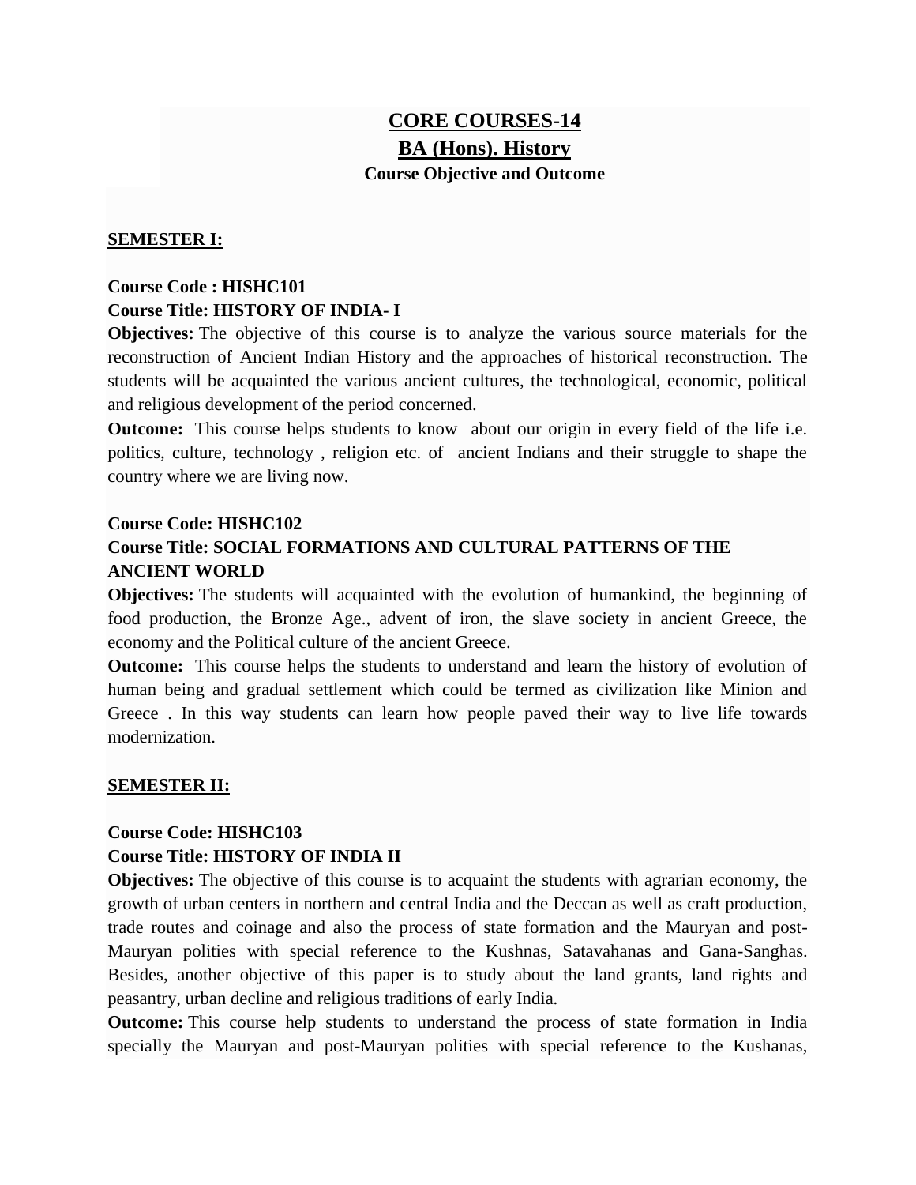# CORE COURSES-14

## BA (Hons). History

### Course Objective and Outcome

**SEMESTER I:**

**Course Code : HISHC101**

**Course Title: HISTORY OF INDIA- I**

**Objectives:** The objective of this course is to analyze the various source materials for the reconstruction of Ancient Indian History and the approaches of historical reconstruction. The students will be acquainted the various ancient cultures, the technological, economic, political and religious development of the period concerned.

**Outcome:** This course helps students to know about our origin in every field of the life i.e. politics, culture, technology , religion etc. of ancient Indians and their struggle to shape the country where we are living now.

**Course Code: HISHC102**

**Course Title: SOCIAL FORMATIONS AND CULTURAL PATTERNS OF THE ANCIENT WORLD**

**Objectives:** The students will acquainted with the evolution of humankind, the beginning of food production, the Bronze Age., advent of iron, the slave society in ancient Greece, the economy and the Political culture of the ancient Greece.

**Outcome:** This course helps the students to understand and learn the history of evolution of human being and gradual settlement which could be termed as civilization like Minion and Greece . In this way students can learn how people paved their way to live life towards modernization.

**SEMESTER II:**

**Course Code: HISHC103**

**Course Title: HISTORY OF INDIA II**

**Objectives:** The objective of this course is to acquaint the students with agrarian economy, the growth of urban centers in northern and central India and the Deccan as well as craft production, trade routes and coinage and also the process of state formation and the Mauryan and post-Mauryan polities with special reference to the Kushnas, Satavahanas and Gana-Sanghas. Besides, another objective of this paper is to study about the land grants, land rights and peasantry, urban decline and religious traditions of early India.

**Outcome:** This course help students to understand the process of state formation in India specially the Mauryan and post-Mauryan polities with special reference to the Kushanas,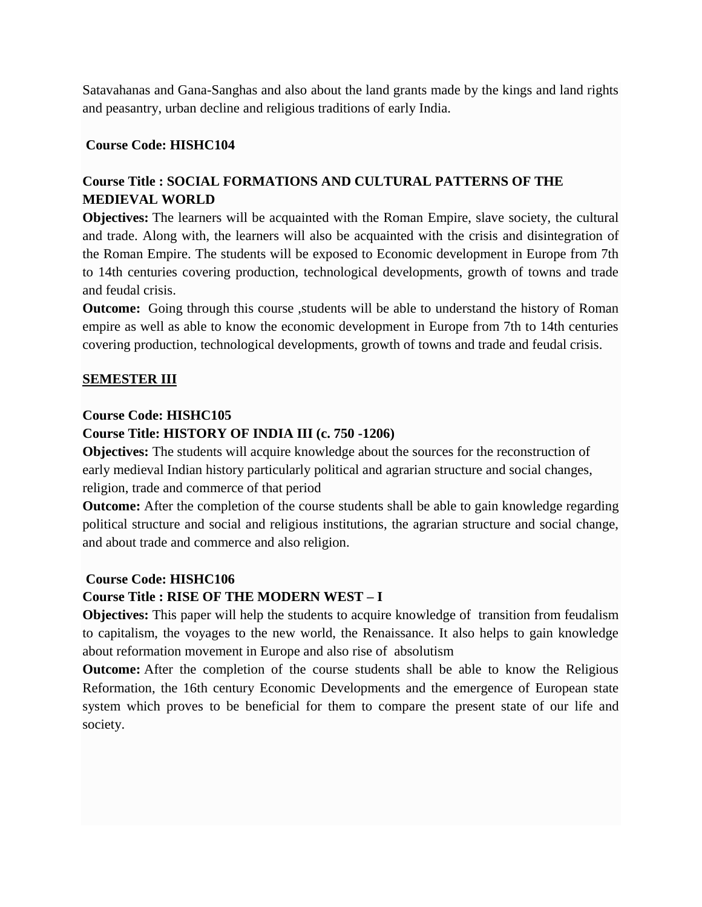Satavahanas and Gana-Sanghas and also about the land grants made by the kings and land rights and peasantry, urban decline and religious traditions of early India.

**Course Code: HISHC104**

**Course Title : SOCIAL FORMATIONS AND CULTURAL PATTERNS OF THE MEDIEVAL WORLD**

**Objectives:** The learners will be acquainted with the Roman Empire, slave society, the cultural and trade. Along with, the learners will also be acquainted with the crisis and disintegration of the Roman Empire. The students will be exposed to Economic development in Europe from 7th to 14th centuries covering production, technological developments, growth of towns and trade and feudal crisis.

**Outcome:** Going through this course ,students will be able to understand the history of Roman empire as well as able to know the economic development in Europe from 7th to 14th centuries covering production, technological developments, growth of towns and trade and feudal crisis.

## SEMESTER III

**Course Code: HISHC105**

**Course Title: HISTORY OF INDIA III (c. 750 -1206)**

**Objectives:** The students will acquire knowledge about the sources for the reconstruction of early medieval Indian history particularly political and agrarian structure and social changes, religion, trade and commerce of that period

**Outcome:** After the completion of the course students shall be able to gain knowledge regarding political structure and social and religious institutions, the agrarian structure and social change, and about trade and commerce and also religion.

**Course Code: HISHC106**

**Course Title : RISE OF THE MODERN WEST – I**

**Objectives:** This paper will help the students to acquire knowledge of transition from feudalism to capitalism, the voyages to the new world, the Renaissance. It also helps to gain knowledge about reformation movement in Europe and also rise of absolutism

**Outcome:** After the completion of the course students shall be able to know the Religious Reformation, the 16th century Economic Developments and the emergence of European state system which proves to be beneficial for them to compare the present state of our life and society.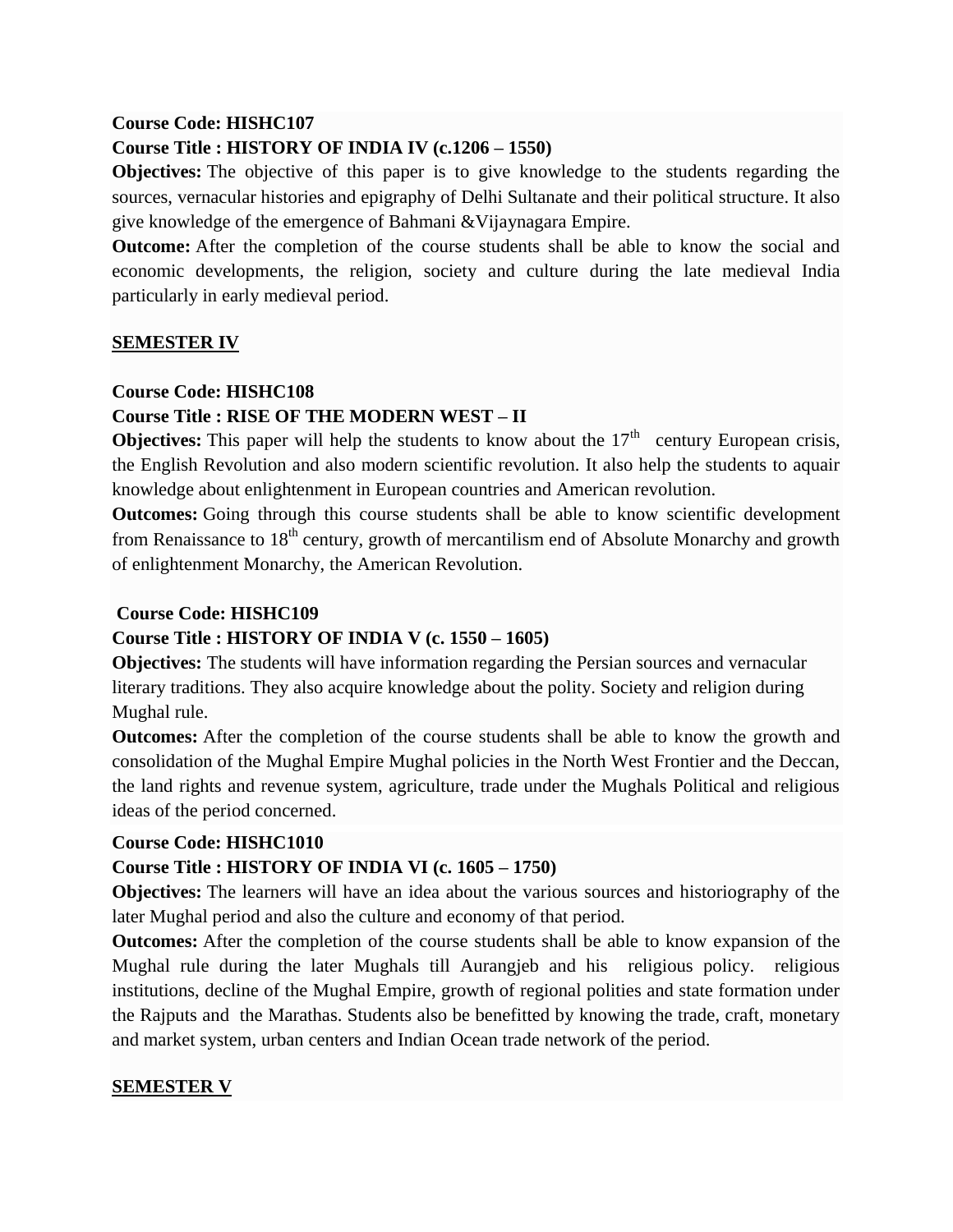**Course Code: HISHC107**

**Course Title : HISTORY OF INDIA IV (c.1206 – 1550)**

**Objectives:** The objective of this paper is to give knowledge to the students regarding the sources, vernacular histories and epigraphy of Delhi Sultanate and their political structure. It also give knowledge of the emergence of Bahmani &Vijaynagara Empire.

**Outcome:** After the completion of the course students shall be able to know the social and economic developments, the religion, society and culture during the late medieval India particularly in early medieval period.

## SEMESTER IV

**Course Code: HISHC108**

**Course Title : RISE OF THE MODERN WEST – II**

**Objectives:** This paper will help the students to know about the 17th century European crisis, the English Revolution and also modern scientific revolution. It also help the students to aquair knowledge about enlightenment in European countries and American revolution.

**Outcomes:** Going through this course students shall be able to know scientific development from Renaissance to 18th century, growth of mercantilism end of Absolute Monarchy and growth of enlightenment Monarchy, the American Revolution.

**Course Code: HISHC109**

**Course Title : HISTORY OF INDIA V (c. 1550 – 1605)**

**Objectives:** The students will have information regarding the Persian sources and vernacular literary traditions. They also acquire knowledge about the polity. Society and religion during Mughal rule.

**Outcomes:** After the completion of the course students shall be able to know the growth and consolidation of the Mughal Empire Mughal policies in the North West Frontier and the Deccan, the land rights and revenue system, agriculture, trade under the Mughals Political and religious ideas of the period concerned.

**Course Code: HISHC1010**

**Course Title : HISTORY OF INDIA VI (c. 1605 – 1750)**

**Objectives:** The learners will have an idea about the various sources and historiography of the later Mughal period and also the culture and economy of that period.

**Outcomes:** After the completion of the course students shall be able to know expansion of the Mughal rule during the later Mughals till Aurangjeb and his religious policy. religious institutions, decline of the Mughal Empire, growth of regional polities and state formation under the Rajputs and the Marathas. Students also be benefitted by knowing the trade, craft, monetary and market system, urban centers and Indian Ocean trade network of the period.

## SEMESTER V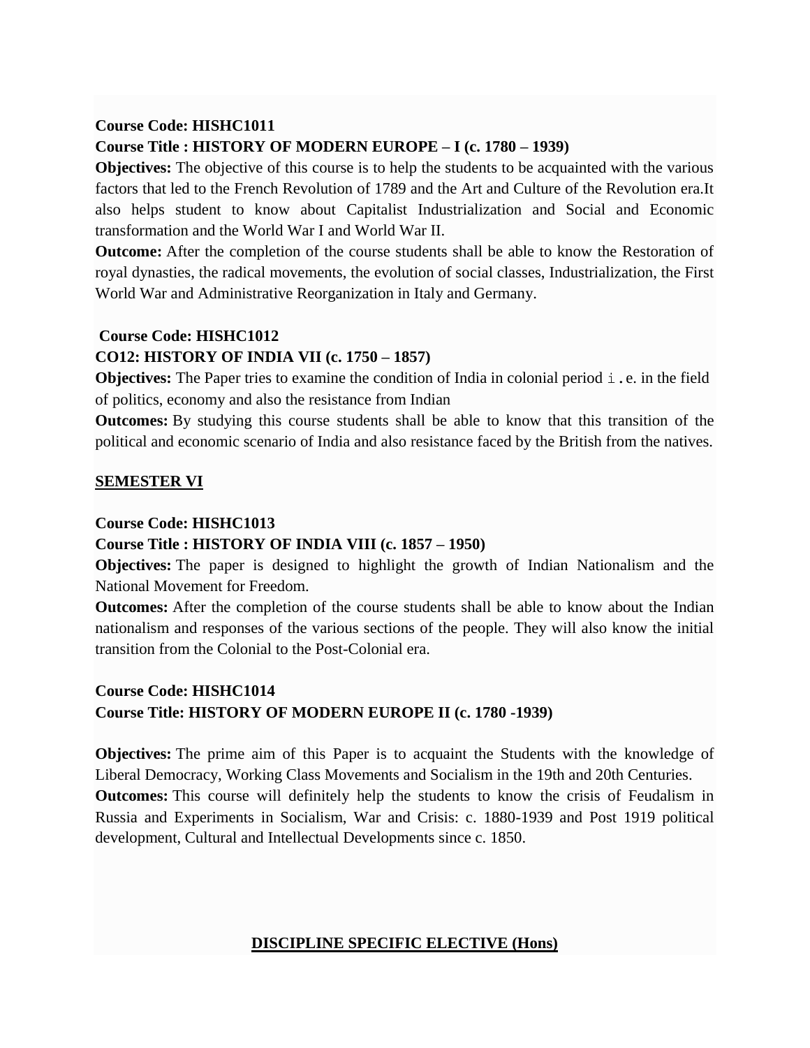**Course Code: HISHC1011**

**Course Title : HISTORY OF MODERN EUROPE – I (c. 1780 – 1939)**

**Objectives:** The objective of this course is to help the students to be acquainted with the various factors that led to the French Revolution of 1789 and the Art and Culture of the Revolution era.It also helps student to know about Capitalist Industrialization and Social and Economic transformation and the World War I and World War II.

**Outcome:** After the completion of the course students shall be able to know the Restoration of royal dynasties, the radical movements, the evolution of social classes, Industrialization, the First World War and Administrative Reorganization in Italy and Germany.

**Course Code: HISHC1012**

**CO12: HISTORY OF INDIA VII (c. 1750 – 1857)**

**Objectives:** The Paper tries to examine the condition of India in colonial period i.e. in the field of politics, economy and also the resistance from Indian

**Outcomes:** By studying this course students shall be able to know that this transition of the political and economic scenario of India and also resistance faced by the British from the natives.

**SEMESTER VI**

**Course Code: HISHC1013**

**Course Title : HISTORY OF INDIA VIII (c. 1857 – 1950)**

**Objectives:** The paper is designed to highlight the growth of Indian Nationalism and the National Movement for Freedom.

**Outcomes:** After the completion of the course students shall be able to know about the Indian nationalism and responses of the various sections of the people. They will also know the initial transition from the Colonial to the Post-Colonial era.

**Course Code: HISHC1014**

**Course Title: HISTORY OF MODERN EUROPE II (c. 1780 -1939)**

**Objectives:** The prime aim of this Paper is to acquaint the Students with the knowledge of Liberal Democracy, Working Class Movements and Socialism in the 19th and 20th Centuries.

**Outcomes:** This course will definitely help the students to know the crisis of Feudalism in Russia and Experiments in Socialism, War and Crisis: c. 1880-1939 and Post 1919 political development, Cultural and Intellectual Developments since c. 1850.

**DISCIPLINE SPECIFIC ELECTIVE (Hons)**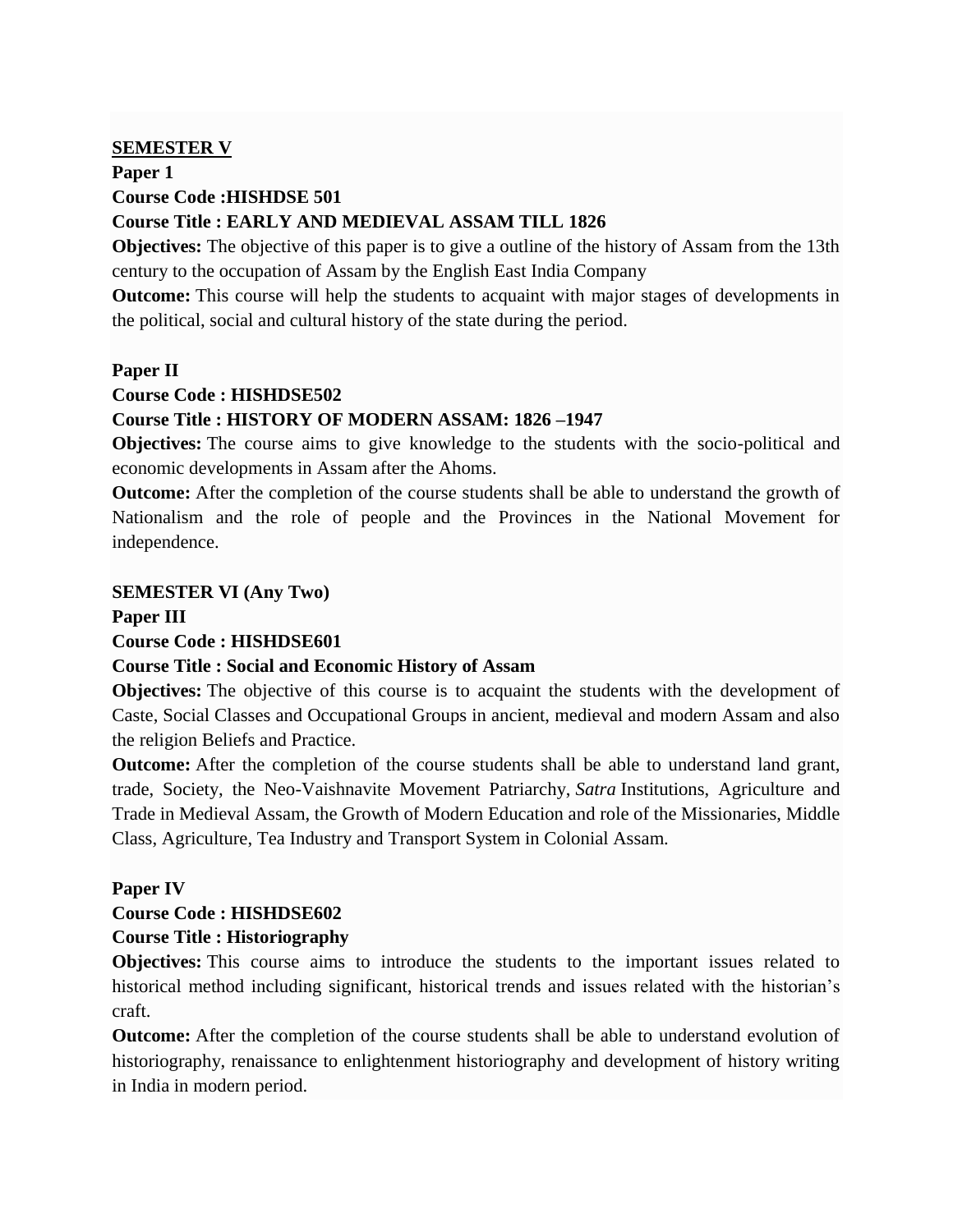**SEMESTER V**

**Paper 1**

**Course Code :HISHDSE 501**

**Course Title : EARLY AND MEDIEVAL ASSAM TILL 1826**

**Objectives:** The objective of this paper is to give a outline of the history of Assam from the 13th century to the occupation of Assam by the English East India Company

**Outcome:** This course will help the students to acquaint with major stages of developments in the political, social and cultural history of the state during the period.

**Paper II**

**Course Code : HISHDSE502**

**Course Title : HISTORY OF MODERN ASSAM: 1826 –1947**

**Objectives:** The course aims to give knowledge to the students with the socio-political and economic developments in Assam after the Ahoms.

**Outcome:** After the completion of the course students shall be able to understand the growth of Nationalism and the role of people and the Provinces in the National Movement for independence.

**SEMESTER VI (Any Two)**

**Paper III**

**Course Code : HISHDSE601**

**Course Title : Social and Economic History of Assam**

**Objectives:** The objective of this course is to acquaint the students with the development of Caste, Social Classes and Occupational Groups in ancient, medieval and modern Assam and also the religion Beliefs and Practice.

**Outcome:** After the completion of the course students shall be able to understand land grant, trade, Society, the Neo-Vaishnavite Movement Patriarchy, *Satra* Institutions, Agriculture and Trade in Medieval Assam, the Growth of Modern Education and role of the Missionaries, Middle Class, Agriculture, Tea Industry and Transport System in Colonial Assam.

**Paper IV**

**Course Code : HISHDSE602**

**Course Title : Historiography**

**Objectives:** This course aims to introduce the students to the important issues related to historical method including significant, historical trends and issues related with the historian's craft.

**Outcome:** After the completion of the course students shall be able to understand evolution of historiography, renaissance to enlightenment historiography and development of history writing in India in modern period.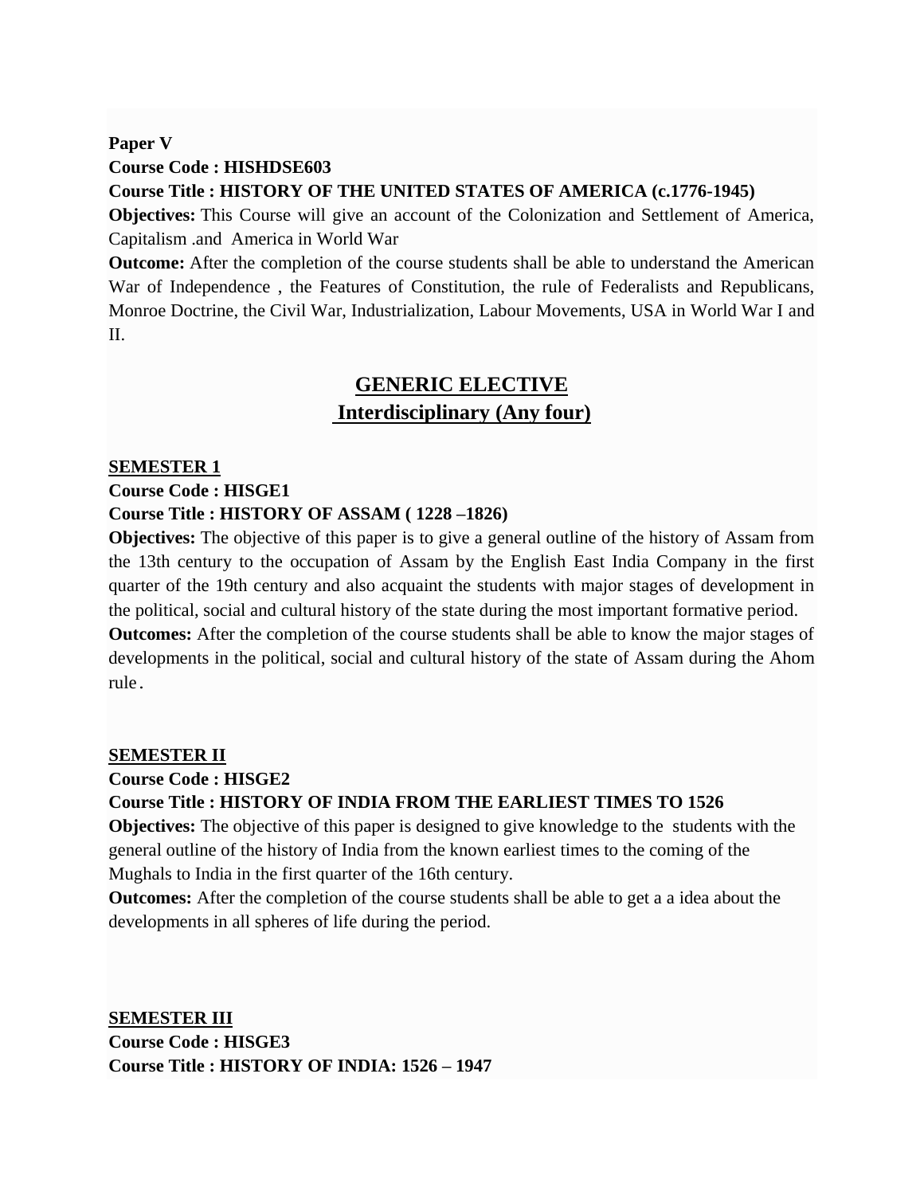**Paper V**

**Course Code : HISHDSE603**

**Course Title : HISTORY OF THE UNITED STATES OF AMERICA (c.1776-1945)**

**Objectives:** This Course will give an account of the Colonization and Settlement of America, Capitalism .and America in World War

**Outcome:** After the completion of the course students shall be able to understand the American War of Independence , the Features of Constitution, the rule of Federalists and Republicans, Monroe Doctrine, the Civil War, Industrialization, Labour Movements, USA in World War I and II.

## GENERIC ELECTIVE
## Interdisciplinary (Any four)

**SEMESTER 1**

**Course Code : HISGE1**

**Course Title : HISTORY OF ASSAM ( 1228 –1826)**

**Objectives:** The objective of this paper is to give a general outline of the history of Assam from the 13th century to the occupation of Assam by the English East India Company in the first quarter of the 19th century and also acquaint the students with major stages of development in the political, social and cultural history of the state during the most important formative period.

**Outcomes:** After the completion of the course students shall be able to know the major stages of developments in the political, social and cultural history of the state of Assam during the Ahom rule.

**SEMESTER II**

**Course Code : HISGE2**

**Course Title : HISTORY OF INDIA FROM THE EARLIEST TIMES TO 1526**

**Objectives:** The objective of this paper is designed to give knowledge to the students with the general outline of the history of India from the known earliest times to the coming of the Mughals to India in the first quarter of the 16th century.

**Outcomes:** After the completion of the course students shall be able to get a a idea about the developments in all spheres of life during the period.

**SEMESTER III**

**Course Code : HISGE3**

**Course Title : HISTORY OF INDIA: 1526 – 1947**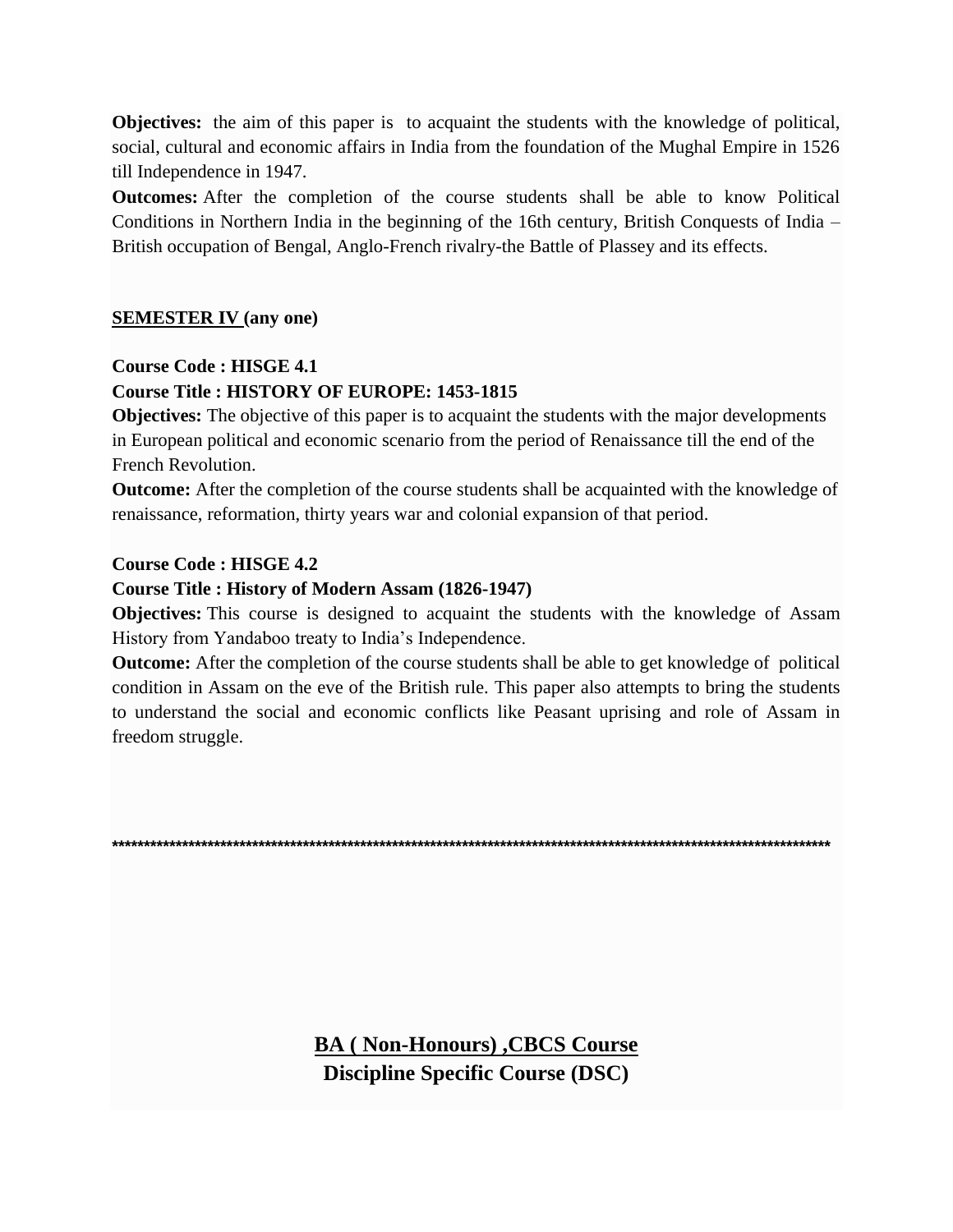**Objectives:** the aim of this paper is to acquaint the students with the knowledge of political, social, cultural and economic affairs in India from the foundation of the Mughal Empire in 1526 till Independence in 1947.

**Outcomes:** After the completion of the course students shall be able to know Political Conditions in Northern India in the beginning of the 16th century, British Conquests of India – British occupation of Bengal, Anglo-French rivalry-the Battle of Plassey and its effects.

**SEMESTER IV (any one)**

**Course Code : HISGE 4.1**

**Course Title : HISTORY OF EUROPE: 1453-1815**

**Objectives:** The objective of this paper is to acquaint the students with the major developments in European political and economic scenario from the period of Renaissance till the end of the French Revolution.

**Outcome:** After the completion of the course students shall be acquainted with the knowledge of renaissance, reformation, thirty years war and colonial expansion of that period.

**Course Code : HISGE 4.2**

**Course Title : History of Modern Assam (1826-1947)**

**Objectives:** This course is designed to acquaint the students with the knowledge of Assam History from Yandaboo treaty to India's Independence.

**Outcome:** After the completion of the course students shall be able to get knowledge of political condition in Assam on the eve of the British rule. This paper also attempts to bring the students to understand the social and economic conflicts like Peasant uprising and role of Assam in freedom struggle.

**************************************************************************************************************************

## BA ( Non-Honours) ,CBCS Course
## Discipline Specific Course (DSC)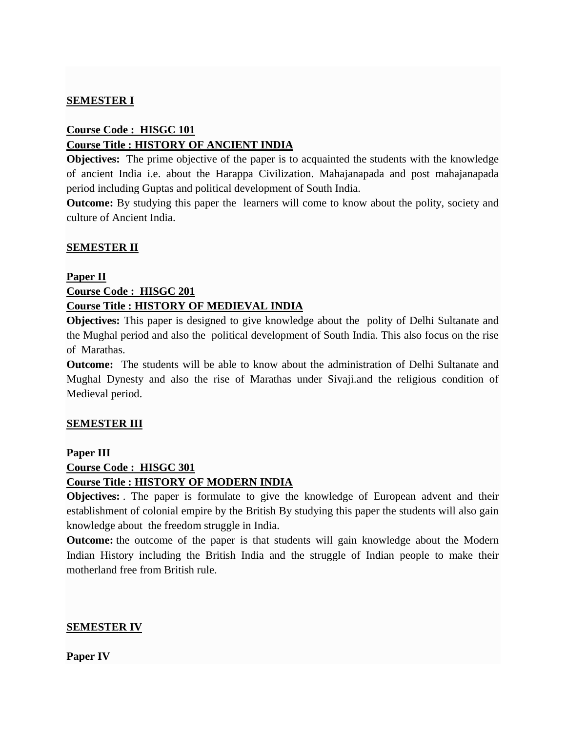**SEMESTER I**

**Course Code : HISGC 101**
**Course Title : HISTORY OF ANCIENT INDIA**

**Objectives:** The prime objective of the paper is to acquainted the students with the knowledge of ancient India i.e. about the Harappa Civilization. Mahajanapada and post mahajanapada period including Guptas and political development of South India.

**Outcome:** By studying this paper the learners will come to know about the polity, society and culture of Ancient India.

**SEMESTER II**

**Paper II**
**Course Code : HISGC 201**
**Course Title : HISTORY OF MEDIEVAL INDIA**

**Objectives:** This paper is designed to give knowledge about the polity of Delhi Sultanate and the Mughal period and also the political development of South India. This also focus on the rise of Marathas.

**Outcome:** The students will be able to know about the administration of Delhi Sultanate and Mughal Dynesty and also the rise of Marathas under Sivaji.and the religious condition of Medieval period.

**SEMESTER III**

**Paper III**
**Course Code : HISGC 301**
**Course Title : HISTORY OF MODERN INDIA**

**Objectives:** . The paper is formulate to give the knowledge of European advent and their establishment of colonial empire by the British By studying this paper the students will also gain knowledge about the freedom struggle in India.

**Outcome:** the outcome of the paper is that students will gain knowledge about the Modern Indian History including the British India and the struggle of Indian people to make their motherland free from British rule.

**SEMESTER IV**

**Paper IV**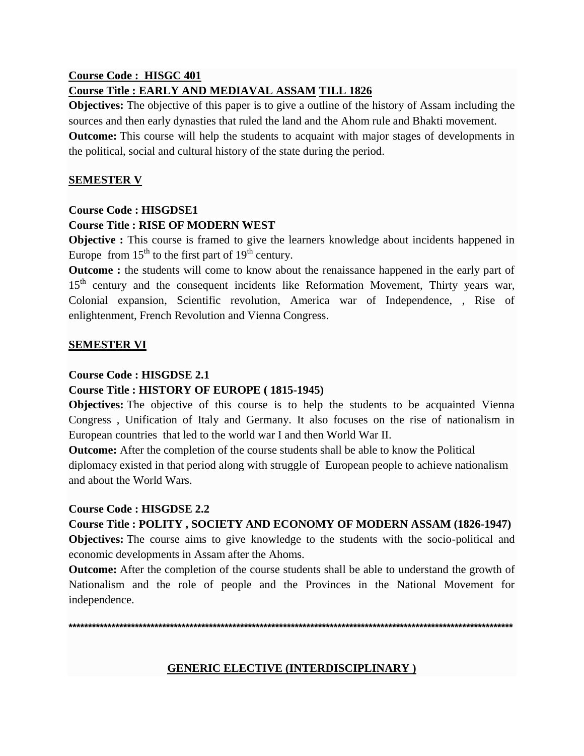**Course Code : HISGC 401**

**Course Title : EARLY AND MEDIAVAL ASSAM TILL 1826**

**Objectives:** The objective of this paper is to give a outline of the history of Assam including the sources and then early dynasties that ruled the land and the Ahom rule and Bhakti movement.

**Outcome:** This course will help the students to acquaint with major stages of developments in the political, social and cultural history of the state during the period.

## SEMESTER V

**Course Code : HISGDSE1**

**Course Title : RISE OF MODERN WEST**

**Objective :** This course is framed to give the learners knowledge about incidents happened in Europe from 15th to the first part of 19th century.

**Outcome :** the students will come to know about the renaissance happened in the early part of 15th century and the consequent incidents like Reformation Movement, Thirty years war, Colonial expansion, Scientific revolution, America war of Independence, , Rise of enlightenment, French Revolution and Vienna Congress.

## SEMESTER VI

**Course Code : HISGDSE 2.1**

**Course Title : HISTORY OF EUROPE ( 1815-1945)**

**Objectives:** The objective of this course is to help the students to be acquainted Vienna Congress , Unification of Italy and Germany. It also focuses on the rise of nationalism in European countries that led to the world war I and then World War II.

**Outcome:** After the completion of the course students shall be able to know the Political diplomacy existed in that period along with struggle of European people to achieve nationalism and about the World Wars.

**Course Code : HISGDSE 2.2**

**Course Title : POLITY , SOCIETY AND ECONOMY OF MODERN ASSAM (1826-1947)**

**Objectives:** The course aims to give knowledge to the students with the socio-political and economic developments in Assam after the Ahoms.

**Outcome:** After the completion of the course students shall be able to understand the growth of Nationalism and the role of people and the Provinces in the National Movement for independence.

**************************************************************************************************************

## GENERIC ELECTIVE (INTERDISCIPLINARY )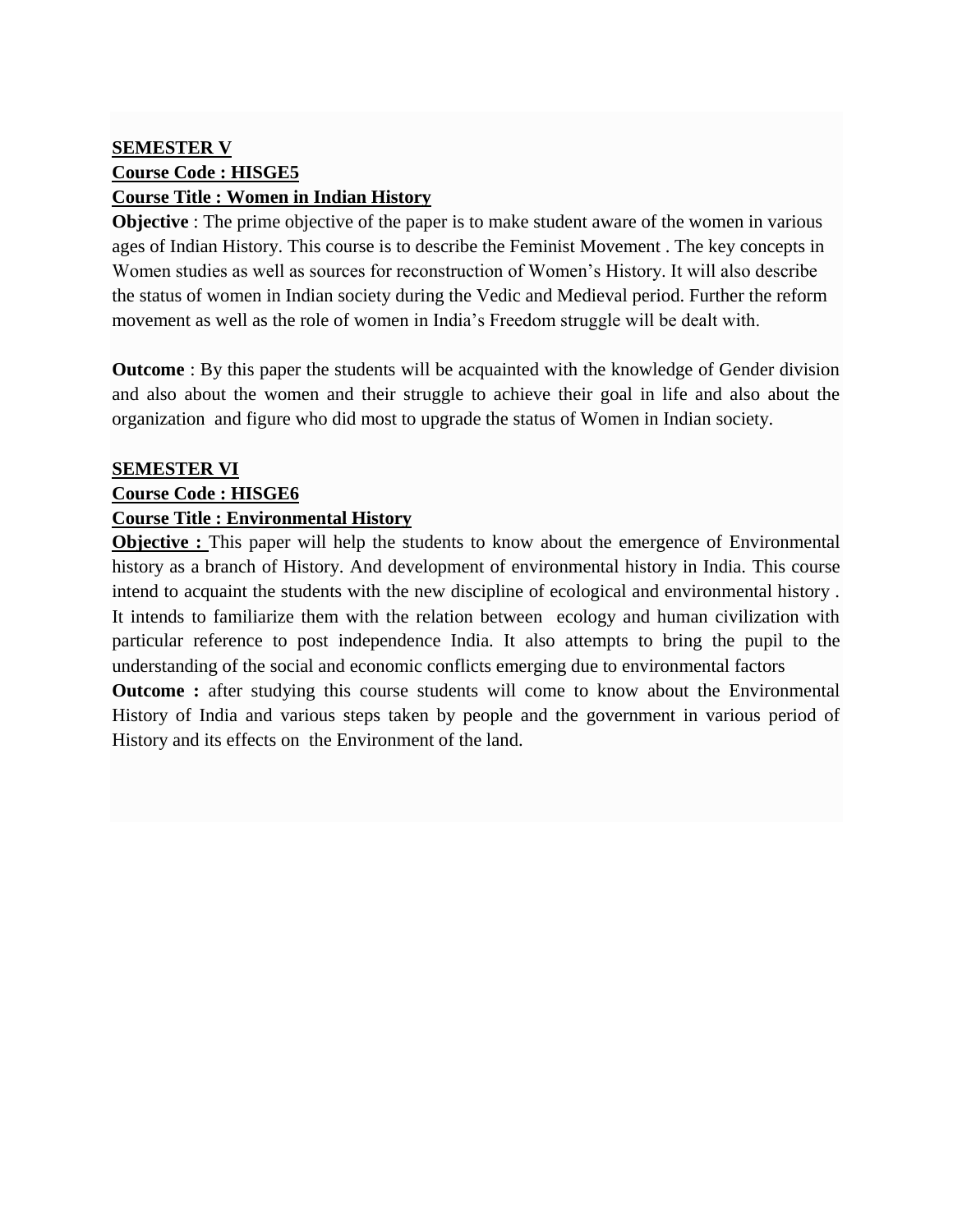**SEMESTER V**

**Course Code : HISGE5**

**Course Title : Women in Indian History**

**Objective** : The prime objective of the paper is to make student aware of the women in various ages of Indian History. This course is to describe the Feminist Movement . The key concepts in Women studies as well as sources for reconstruction of Women's History. It will also describe the status of women in Indian society during the Vedic and Medieval period. Further the reform movement as well as the role of women in India's Freedom struggle will be dealt with.

**Outcome** : By this paper the students will be acquainted with the knowledge of Gender division and also about the women and their struggle to achieve their goal in life and also about the organization and figure who did most to upgrade the status of Women in Indian society.

**SEMESTER VI**

**Course Code : HISGE6**

**Course Title : Environmental History**

**Objective :** This paper will help the students to know about the emergence of Environmental history as a branch of History. And development of environmental history in India. This course intend to acquaint the students with the new discipline of ecological and environmental history . It intends to familiarize them with the relation between ecology and human civilization with particular reference to post independence India. It also attempts to bring the pupil to the understanding of the social and economic conflicts emerging due to environmental factors

**Outcome :** after studying this course students will come to know about the Environmental History of India and various steps taken by people and the government in various period of History and its effects on the Environment of the land.